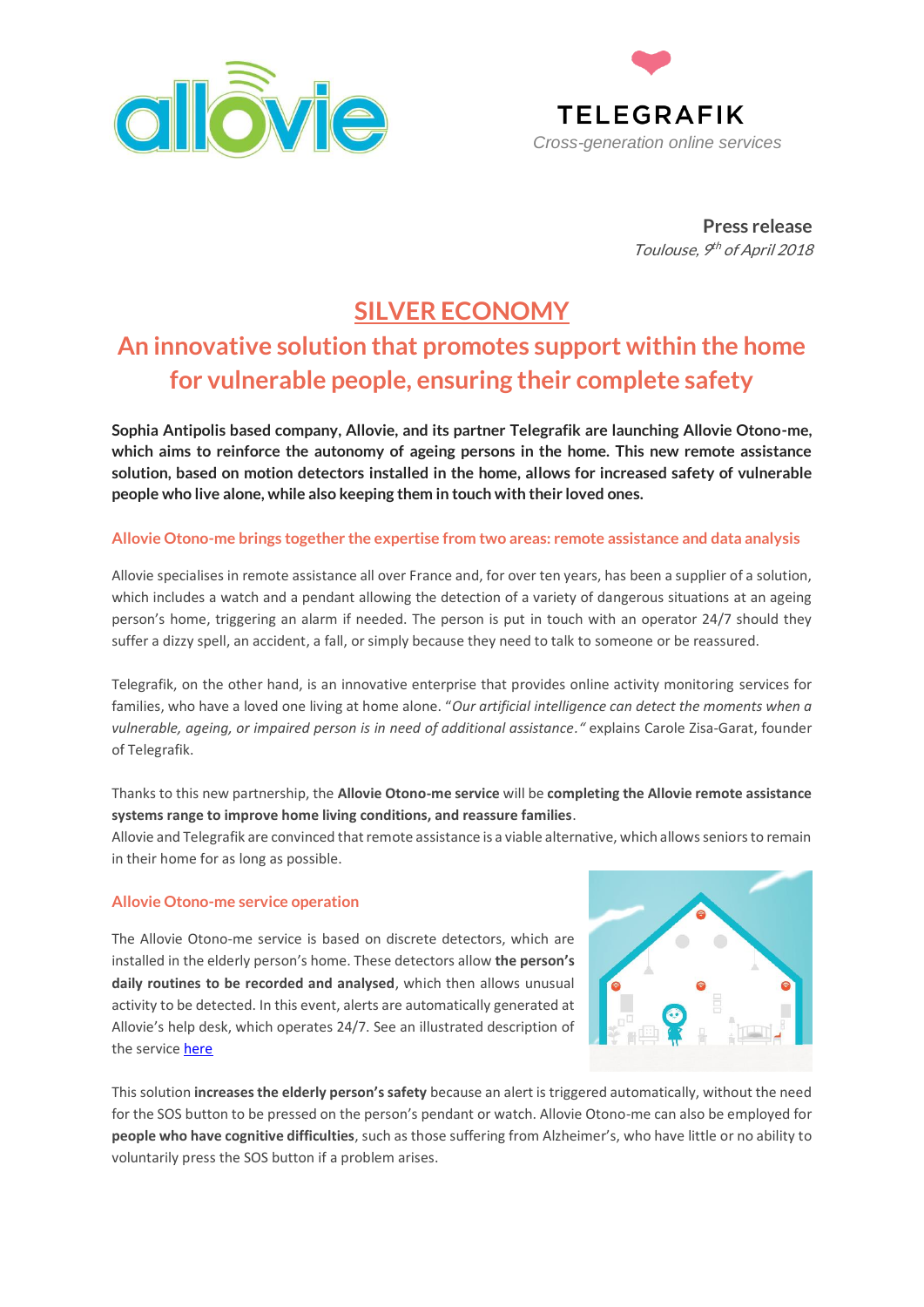allovie

TELEGRAFIK

*Cross-generation online services*

**Press release**

*Toulouse, 9th of April 2018*

# SILVER ECONOMY

## An innovative solution that promotes support within the home for vulnerable people, ensuring their complete safety

**Sophia Antipolis based company, Allovie, and its partner Telegrafik are launching Allovie Otono-me, which aims to reinforce the autonomy of ageing persons in the home. This new remote assistance solution, based on motion detectors installed in the home, allows for increased safety of vulnerable people who live alone, while also keeping them in touch with their loved ones.**

### Allovie Otono-me brings together the expertise from two areas: remote assistance and data analysis

Allovie specialises in remote assistance all over France and, for over ten years, has been a supplier of a solution, which includes a watch and a pendant allowing the detection of a variety of dangerous situations at an ageing person's home, triggering an alarm if needed. The person is put in touch with an operator 24/7 should they suffer a dizzy spell, an accident, a fall, or simply because they need to talk to someone or be reassured.

Telegrafik, on the other hand, is an innovative enterprise that provides online activity monitoring services for families, who have a loved one living at home alone. "*Our artificial intelligence can detect the moments when a vulnerable, ageing, or impaired person is in need of additional assistance.*" explains Carole Zisa-Garat, founder of Telegrafik.

Thanks to this new partnership, the **Allovie Otono-me service** will be **completing the Allovie remote assistance systems range to improve home living conditions, and reassure families**.
Allovie and Telegrafik are convinced that remote assistance is a viable alternative, which allows seniors to remain in their home for as long as possible.

### Allovie Otono-me service operation

The Allovie Otono-me service is based on discrete detectors, which are installed in the elderly person's home. These detectors allow **the person's daily routines to be recorded and analysed**, which then allows unusual activity to be detected. In this event, alerts are automatically generated at Allovie's help desk, which operates 24/7. See an illustrated description of the service here

This solution **increases the elderly person's safety** because an alert is triggered automatically, without the need for the SOS button to be pressed on the person's pendant or watch. Allovie Otono-me can also be employed for **people who have cognitive difficulties**, such as those suffering from Alzheimer's, who have little or no ability to voluntarily press the SOS button if a problem arises.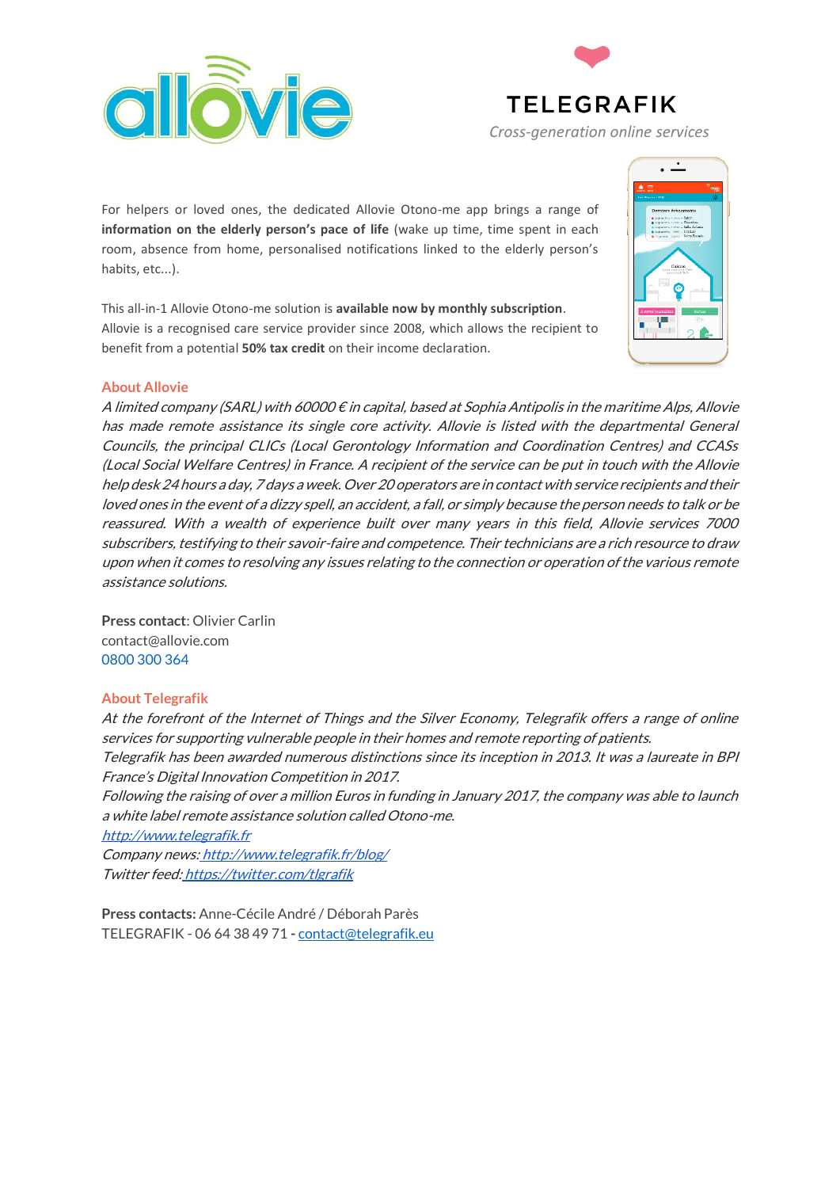For helpers or loved ones, the dedicated Allovie Otono-me app brings a range of **information on the elderly person's pace of life** (wake up time, time spent in each room, absence from home, personalised notifications linked to the elderly person's habits, etc...).

This all-in-1 Allovie Otono-me solution is **available now by monthly subscription**.
Allovie is a recognised care service provider since 2008, which allows the recipient to benefit from a potential **50% tax credit** on their income declaration.

## About Allovie

*A limited company (SARL) with 60000 € in capital, based at Sophia Antipolis in the maritime Alps, Allovie has made remote assistance its single core activity. Allovie is listed with the departmental General Councils, the principal CLICs (Local Gerontology Information and Coordination Centres) and CCASs (Local Social Welfare Centres) in France. A recipient of the service can be put in touch with the Allovie help desk 24 hours a day, 7 days a week. Over 20 operators are in contact with service recipients and their loved ones in the event of a dizzy spell, an accident, a fall, or simply because the person needs to talk or be reassured. With a wealth of experience built over many years in this field, Allovie services 7000 subscribers, testifying to their savoir-faire and competence. Their technicians are a rich resource to draw upon when it comes to resolving any issues relating to the connection or operation of the various remote assistance solutions.*

**Press contact**: Olivier Carlin
contact@allovie.com
0800 300 364

## About Telegrafik

*At the forefront of the Internet of Things and the Silver Economy, Telegrafik offers a range of online services for supporting vulnerable people in their homes and remote reporting of patients.*
*Telegrafik has been awarded numerous distinctions since its inception in 2013. It was a laureate in BPI France's Digital Innovation Competition in 2017.*
*Following the raising of over a million Euros in funding in January 2017, the company was able to launch a white label remote assistance solution called Otono-me.*
*http://www.telegrafik.fr*
*Company news: http://www.telegrafik.fr/blog/*
*Twitter feed: https://twitter.com/tlgrafik*

**Press contacts:** Anne-Cécile André / Déborah Parès
TELEGRAFIK - 06 64 38 49 71 **-** contact@telegrafik.eu